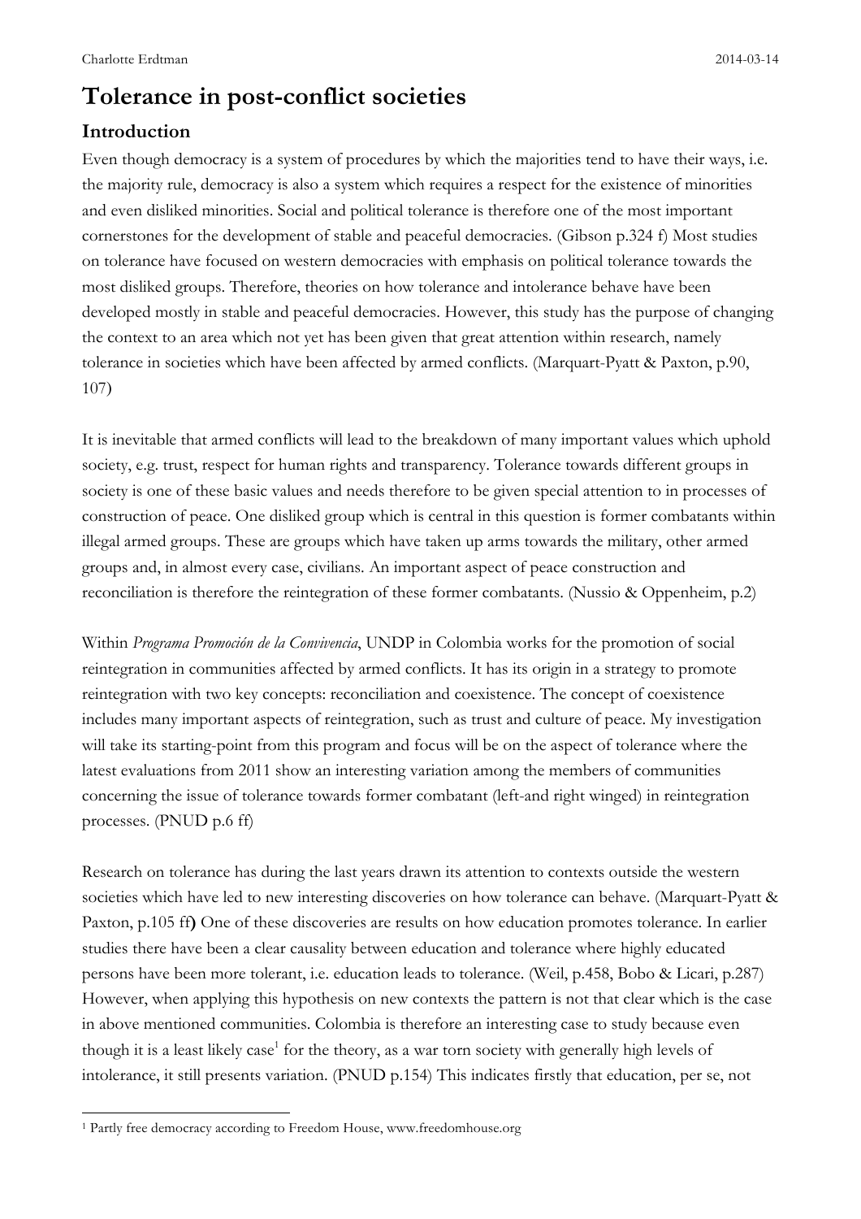# Tolerance in post-conflict societies

## Introduction

Even though democracy is a system of procedures by which the majorities tend to have their ways, i.e. the majority rule, democracy is also a system which requires a respect for the existence of minorities and even disliked minorities. Social and political tolerance is therefore one of the most important cornerstones for the development of stable and peaceful democracies. (Gibson p.324 f) Most studies on tolerance have focused on western democracies with emphasis on political tolerance towards the most disliked groups. Therefore, theories on how tolerance and intolerance behave have been developed mostly in stable and peaceful democracies. However, this study has the purpose of changing the context to an area which not yet has been given that great attention within research, namely tolerance in societies which have been affected by armed conflicts. (Marquart-Pyatt & Paxton, p.90, 107)

It is inevitable that armed conflicts will lead to the breakdown of many important values which uphold society, e.g. trust, respect for human rights and transparency. Tolerance towards different groups in society is one of these basic values and needs therefore to be given special attention to in processes of construction of peace. One disliked group which is central in this question is former combatants within illegal armed groups. These are groups which have taken up arms towards the military, other armed groups and, in almost every case, civilians. An important aspect of peace construction and reconciliation is therefore the reintegration of these former combatants. (Nussio & Oppenheim, p.2)

Within *Programa Promoción de la Convivencia*, UNDP in Colombia works for the promotion of social reintegration in communities affected by armed conflicts. It has its origin in a strategy to promote reintegration with two key concepts: reconciliation and coexistence. The concept of coexistence includes many important aspects of reintegration, such as trust and culture of peace. My investigation will take its starting-point from this program and focus will be on the aspect of tolerance where the latest evaluations from 2011 show an interesting variation among the members of communities concerning the issue of tolerance towards former combatant (left-and right winged) in reintegration processes. (PNUD p.6 ff)

Research on tolerance has during the last years drawn its attention to contexts outside the western societies which have led to new interesting discoveries on how tolerance can behave. (Marquart-Pyatt & Paxton, p.105 ff**)** One of these discoveries are results on how education promotes tolerance. In earlier studies there have been a clear causality between education and tolerance where highly educated persons have been more tolerant, i.e. education leads to tolerance. (Weil, p.458, Bobo & Licari, p.287) However, when applying this hypothesis on new contexts the pattern is not that clear which is the case in above mentioned communities. Colombia is therefore an interesting case to study because even though it is a least likely case[1] for the theory, as a war torn society with generally high levels of intolerance, it still presents variation. (PNUD p.154) This indicates firstly that education, per se, not

[1] Partly free democracy according to Freedom House, www.freedomhouse.org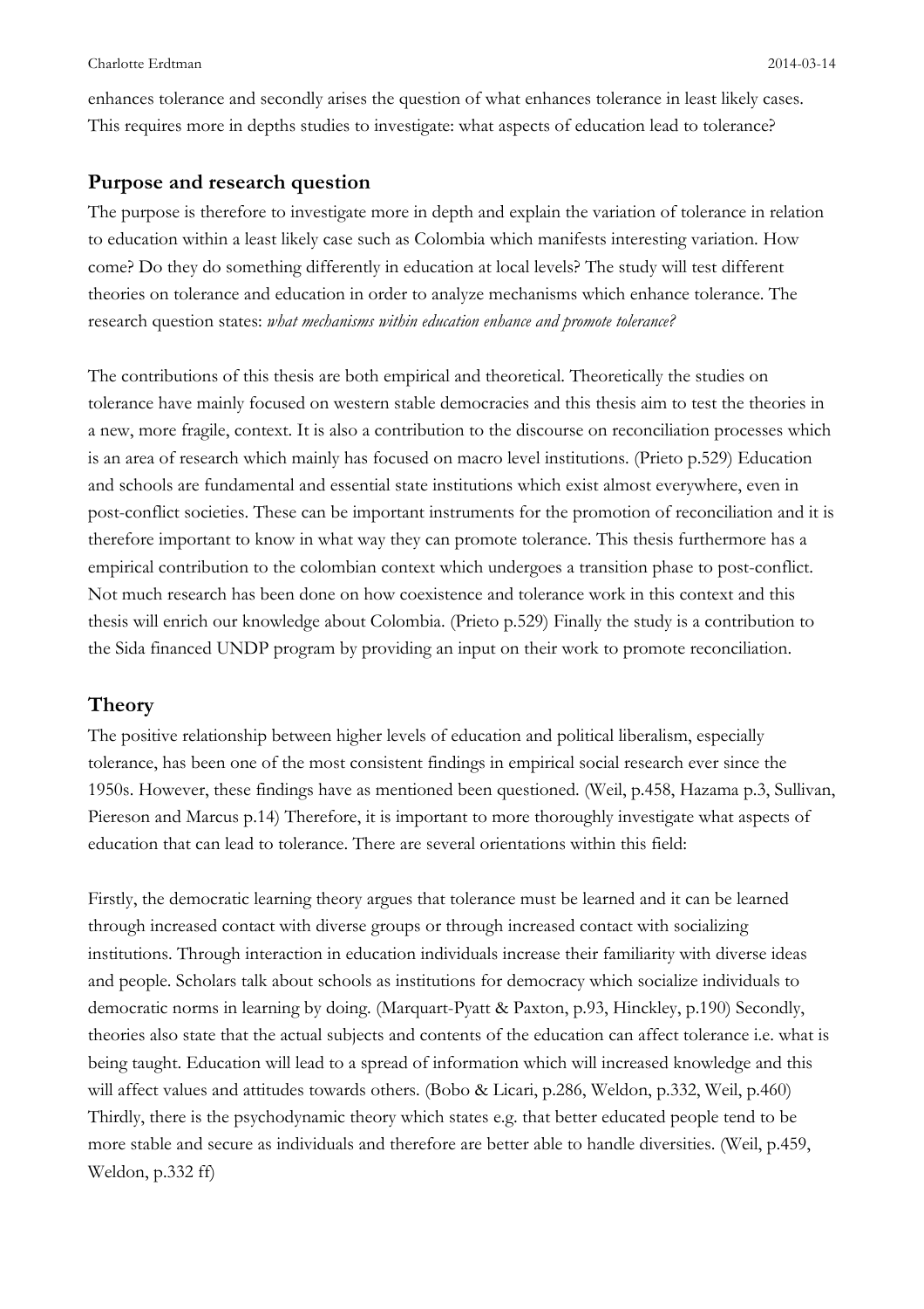enhances tolerance and secondly arises the question of what enhances tolerance in least likely cases. This requires more in depths studies to investigate: what aspects of education lead to tolerance?

## Purpose and research question

The purpose is therefore to investigate more in depth and explain the variation of tolerance in relation to education within a least likely case such as Colombia which manifests interesting variation. How come? Do they do something differently in education at local levels? The study will test different theories on tolerance and education in order to analyze mechanisms which enhance tolerance. The research question states: *what mechanisms within education enhance and promote tolerance?*

The contributions of this thesis are both empirical and theoretical. Theoretically the studies on tolerance have mainly focused on western stable democracies and this thesis aim to test the theories in a new, more fragile, context. It is also a contribution to the discourse on reconciliation processes which is an area of research which mainly has focused on macro level institutions. (Prieto p.529) Education and schools are fundamental and essential state institutions which exist almost everywhere, even in post-conflict societies. These can be important instruments for the promotion of reconciliation and it is therefore important to know in what way they can promote tolerance. This thesis furthermore has a empirical contribution to the colombian context which undergoes a transition phase to post-conflict. Not much research has been done on how coexistence and tolerance work in this context and this thesis will enrich our knowledge about Colombia. (Prieto p.529) Finally the study is a contribution to the Sida financed UNDP program by providing an input on their work to promote reconciliation.

## Theory

The positive relationship between higher levels of education and political liberalism, especially tolerance, has been one of the most consistent findings in empirical social research ever since the 1950s. However, these findings have as mentioned been questioned. (Weil, p.458, Hazama p.3, Sullivan, Piereson and Marcus p.14) Therefore, it is important to more thoroughly investigate what aspects of education that can lead to tolerance. There are several orientations within this field:

Firstly, the democratic learning theory argues that tolerance must be learned and it can be learned through increased contact with diverse groups or through increased contact with socializing institutions. Through interaction in education individuals increase their familiarity with diverse ideas and people. Scholars talk about schools as institutions for democracy which socialize individuals to democratic norms in learning by doing. (Marquart-Pyatt & Paxton, p.93, Hinckley, p.190) Secondly, theories also state that the actual subjects and contents of the education can affect tolerance i.e. what is being taught. Education will lead to a spread of information which will increased knowledge and this will affect values and attitudes towards others. (Bobo & Licari, p.286, Weldon, p.332, Weil, p.460) Thirdly, there is the psychodynamic theory which states e.g. that better educated people tend to be more stable and secure as individuals and therefore are better able to handle diversities. (Weil, p.459, Weldon, p.332 ff)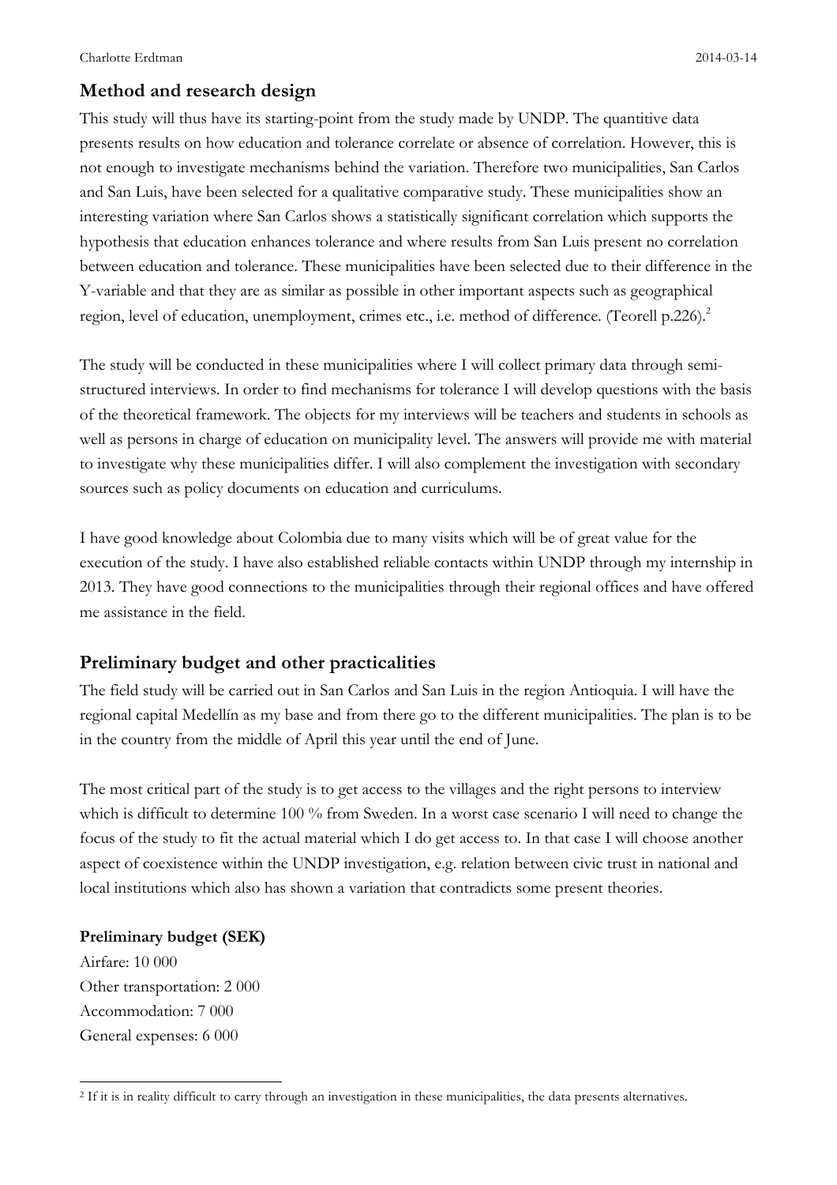## Method and research design

This study will thus have its starting-point from the study made by UNDP. The quantitive data presents results on how education and tolerance correlate or absence of correlation. However, this is not enough to investigate mechanisms behind the variation. Therefore two municipalities, San Carlos and San Luis, have been selected for a qualitative comparative study. These municipalities show an interesting variation where San Carlos shows a statistically significant correlation which supports the hypothesis that education enhances tolerance and where results from San Luis present no correlation between education and tolerance. These municipalities have been selected due to their difference in the Y-variable and that they are as similar as possible in other important aspects such as geographical region, level of education, unemployment, crimes etc., i.e. method of difference. (Teorell p.226).[2]

The study will be conducted in these municipalities where I will collect primary data through semi-structured interviews. In order to find mechanisms for tolerance I will develop questions with the basis of the theoretical framework. The objects for my interviews will be teachers and students in schools as well as persons in charge of education on municipality level. The answers will provide me with material to investigate why these municipalities differ. I will also complement the investigation with secondary sources such as policy documents on education and curriculums.

I have good knowledge about Colombia due to many visits which will be of great value for the execution of the study. I have also established reliable contacts within UNDP through my internship in 2013. They have good connections to the municipalities through their regional offices and have offered me assistance in the field.

## Preliminary budget and other practicalities

The field study will be carried out in San Carlos and San Luis in the region Antioquia. I will have the regional capital Medellín as my base and from there go to the different municipalities. The plan is to be in the country from the middle of April this year until the end of June.

The most critical part of the study is to get access to the villages and the right persons to interview which is difficult to determine 100 % from Sweden. In a worst case scenario I will need to change the focus of the study to fit the actual material which I do get access to. In that case I will choose another aspect of coexistence within the UNDP investigation, e.g. relation between civic trust in national and local institutions which also has shown a variation that contradicts some present theories.

**Preliminary budget (SEK)**

Airfare: 10 000
Other transportation: 2 000
Accommodation: 7 000
General expenses: 6 000

[2] If it is in reality difficult to carry through an investigation in these municipalities, the data presents alternatives.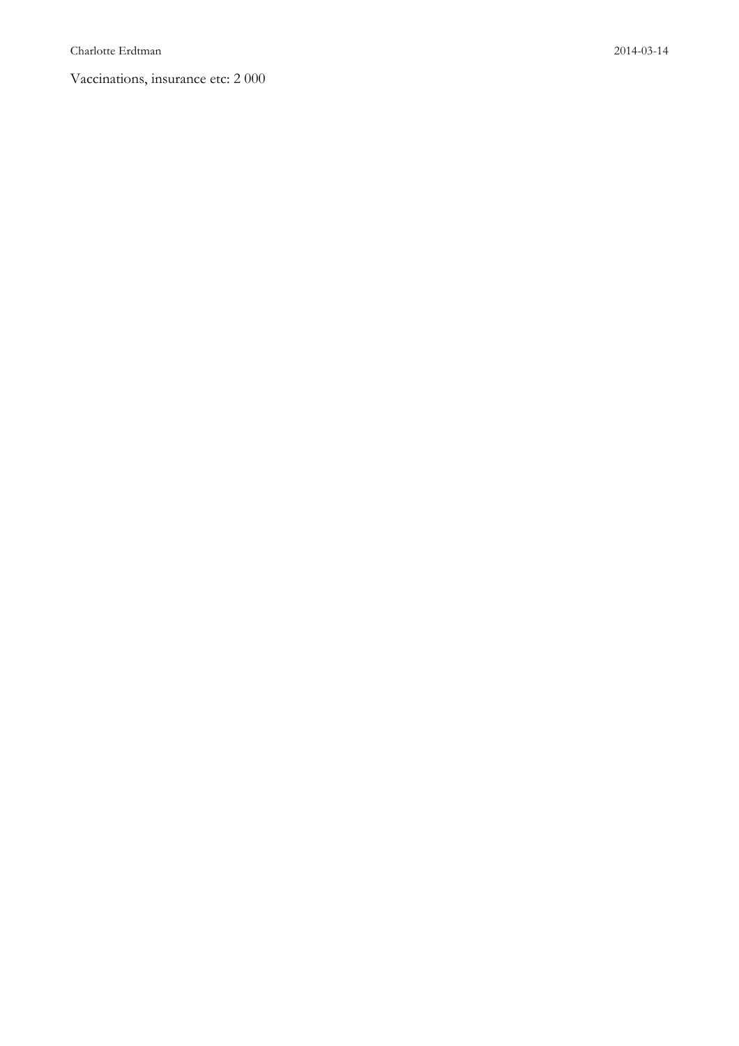Vaccinations, insurance etc: 2 000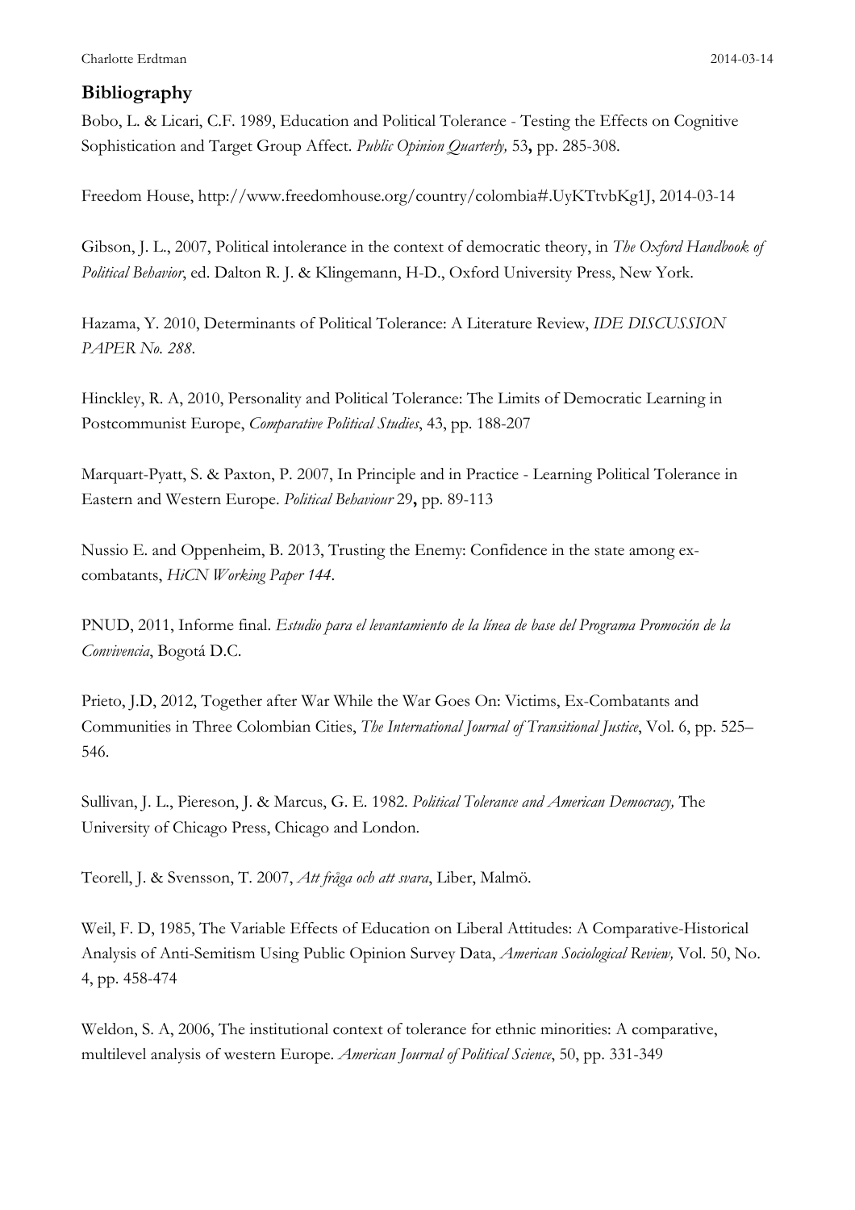## Bibliography

Bobo, L. & Licari, C.F. 1989, Education and Political Tolerance - Testing the Effects on Cognitive Sophistication and Target Group Affect. *Public Opinion Quarterly,* 53**,** pp. 285-308.

Freedom House, http://www.freedomhouse.org/country/colombia#.UyKTtvbKg1J, 2014-03-14

Gibson, J. L., 2007, Political intolerance in the context of democratic theory, in *The Oxford Handbook of Political Behavior*, ed. Dalton R. J. & Klingemann, H-D., Oxford University Press, New York.

Hazama, Y. 2010, Determinants of Political Tolerance: A Literature Review, *IDE DISCUSSION PAPER No. 288*.

Hinckley, R. A, 2010, Personality and Political Tolerance: The Limits of Democratic Learning in Postcommunist Europe, *Comparative Political Studies*, 43, pp. 188-207

Marquart-Pyatt, S. & Paxton, P. 2007, In Principle and in Practice - Learning Political Tolerance in Eastern and Western Europe. *Political Behaviour* 29**,** pp. 89-113

Nussio E. and Oppenheim, B. 2013, Trusting the Enemy: Confidence in the state among ex-combatants, *HiCN Working Paper 144*.

PNUD, 2011, Informe final. *Estudio para el levantamiento de la línea de base del Programa Promoción de la Convivencia*, Bogotá D.C.

Prieto, J.D, 2012, Together after War While the War Goes On: Victims, Ex-Combatants and Communities in Three Colombian Cities, *The International Journal of Transitional Justice*, Vol. 6, pp. 525–546.

Sullivan, J. L., Piereson, J. & Marcus, G. E. 1982. *Political Tolerance and American Democracy,* The University of Chicago Press, Chicago and London.

Teorell, J. & Svensson, T. 2007, *Att fråga och att svara*, Liber, Malmö.

Weil, F. D, 1985, The Variable Effects of Education on Liberal Attitudes: A Comparative-Historical Analysis of Anti-Semitism Using Public Opinion Survey Data, *American Sociological Review,* Vol. 50, No. 4, pp. 458-474

Weldon, S. A, 2006, The institutional context of tolerance for ethnic minorities: A comparative, multilevel analysis of western Europe. *American Journal of Political Science*, 50, pp. 331-349